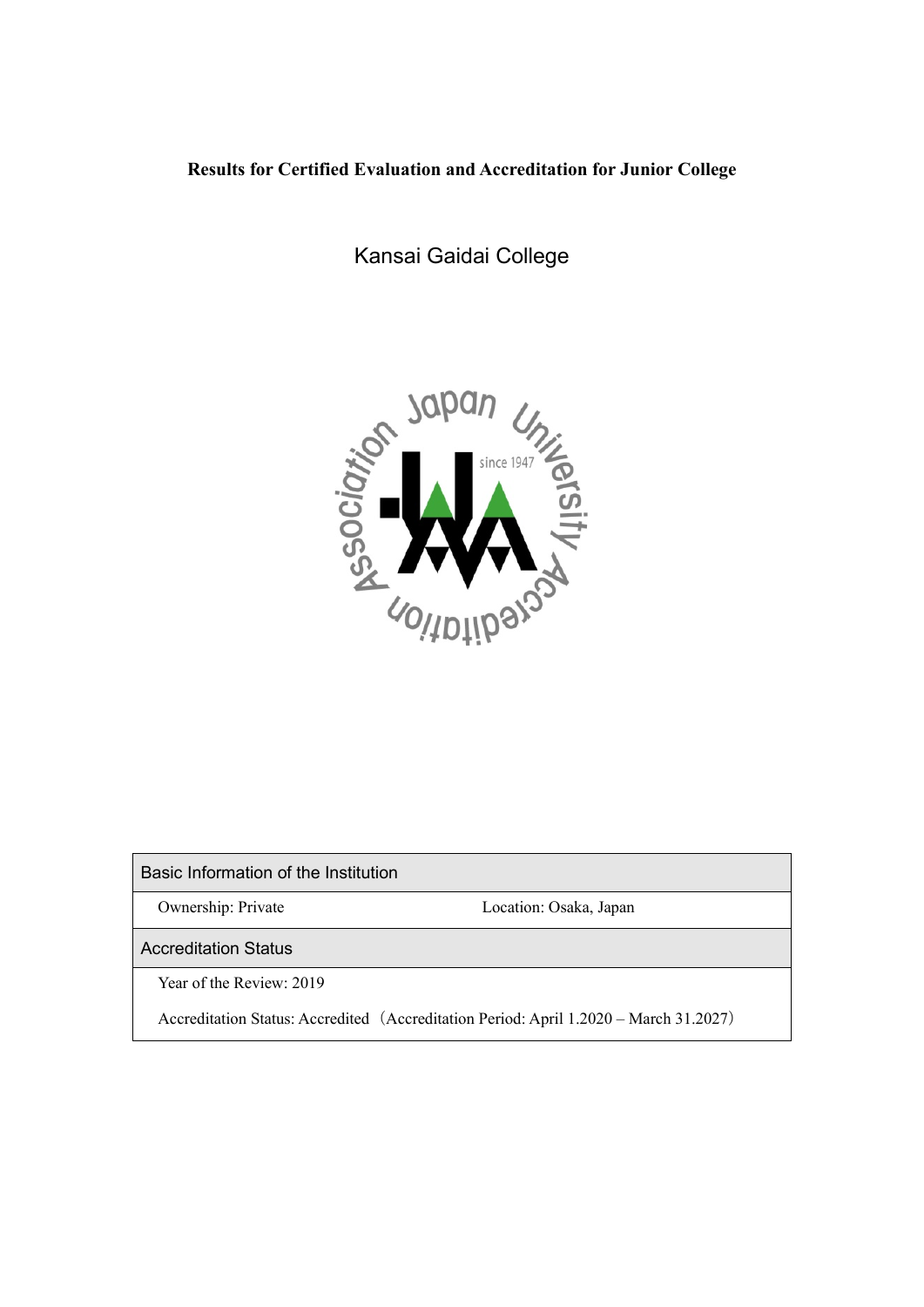**Results for Certified Evaluation and Accreditation for Junior College**

# Kansai Gaidai College

| Basic Information of the Institution | |
|---|---|
| Ownership: Private | Location: Osaka, Japan |
| **Accreditation Status** | |
| Year of the Review: 2019 | |
| Accreditation Status: Accredited（Accreditation Period: April 1.2020 – March 31.2027） | |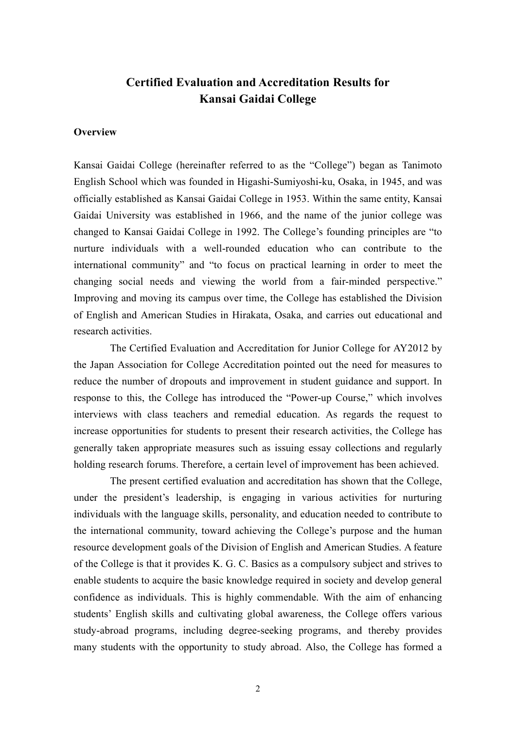# Certified Evaluation and Accreditation Results for Kansai Gaidai College

## Overview

Kansai Gaidai College (hereinafter referred to as the "College") began as Tanimoto English School which was founded in Higashi-Sumiyoshi-ku, Osaka, in 1945, and was officially established as Kansai Gaidai College in 1953. Within the same entity, Kansai Gaidai University was established in 1966, and the name of the junior college was changed to Kansai Gaidai College in 1992. The College's founding principles are "to nurture individuals with a well-rounded education who can contribute to the international community" and "to focus on practical learning in order to meet the changing social needs and viewing the world from a fair-minded perspective." Improving and moving its campus over time, the College has established the Division of English and American Studies in Hirakata, Osaka, and carries out educational and research activities.

The Certified Evaluation and Accreditation for Junior College for AY2012 by the Japan Association for College Accreditation pointed out the need for measures to reduce the number of dropouts and improvement in student guidance and support. In response to this, the College has introduced the "Power-up Course," which involves interviews with class teachers and remedial education. As regards the request to increase opportunities for students to present their research activities, the College has generally taken appropriate measures such as issuing essay collections and regularly holding research forums. Therefore, a certain level of improvement has been achieved.

The present certified evaluation and accreditation has shown that the College, under the president's leadership, is engaging in various activities for nurturing individuals with the language skills, personality, and education needed to contribute to the international community, toward achieving the College's purpose and the human resource development goals of the Division of English and American Studies. A feature of the College is that it provides K. G. C. Basics as a compulsory subject and strives to enable students to acquire the basic knowledge required in society and develop general confidence as individuals. This is highly commendable. With the aim of enhancing students' English skills and cultivating global awareness, the College offers various study-abroad programs, including degree-seeking programs, and thereby provides many students with the opportunity to study abroad. Also, the College has formed a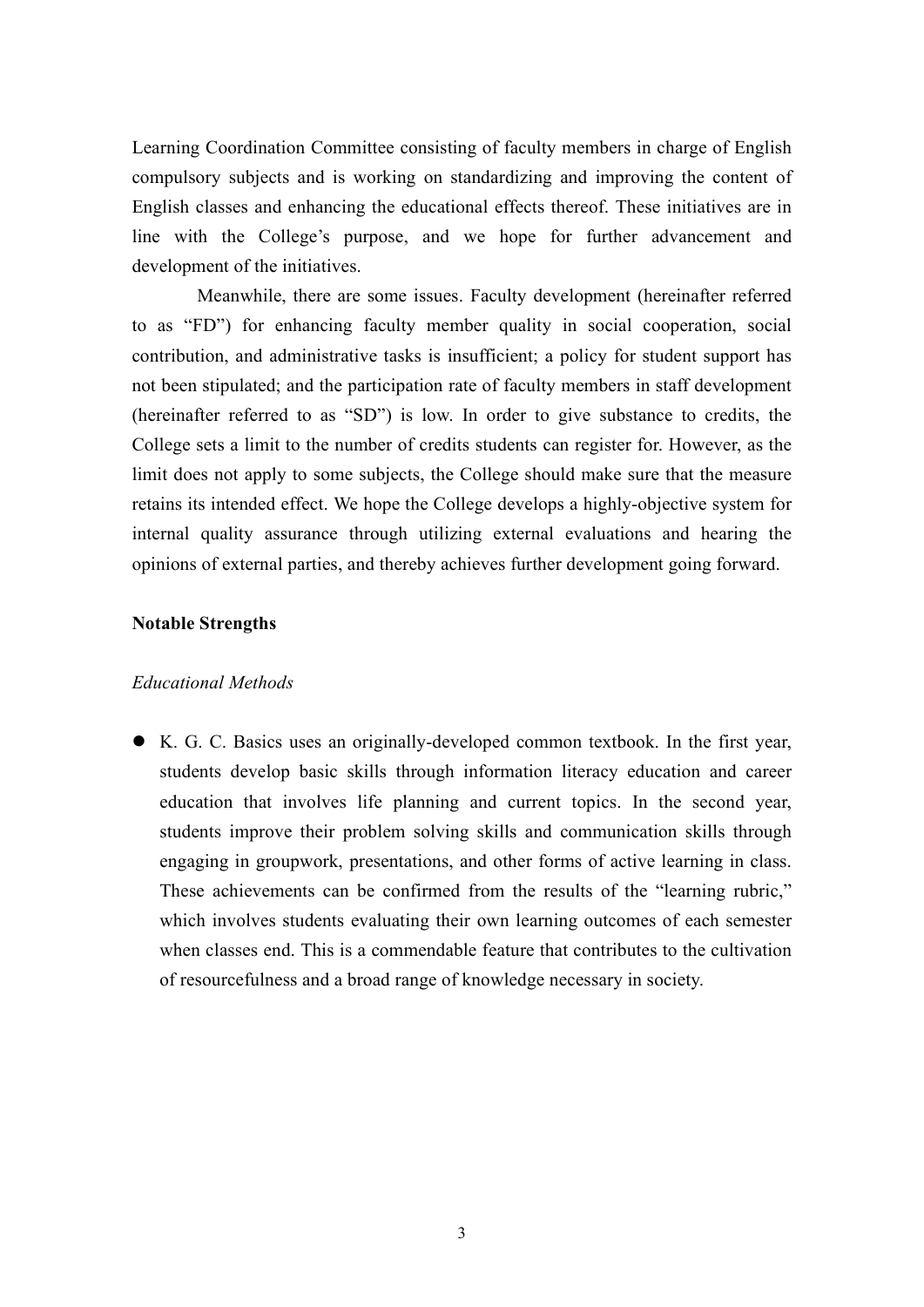Learning Coordination Committee consisting of faculty members in charge of English compulsory subjects and is working on standardizing and improving the content of English classes and enhancing the educational effects thereof. These initiatives are in line with the College's purpose, and we hope for further advancement and development of the initiatives.

Meanwhile, there are some issues. Faculty development (hereinafter referred to as "FD") for enhancing faculty member quality in social cooperation, social contribution, and administrative tasks is insufficient; a policy for student support has not been stipulated; and the participation rate of faculty members in staff development (hereinafter referred to as "SD") is low. In order to give substance to credits, the College sets a limit to the number of credits students can register for. However, as the limit does not apply to some subjects, the College should make sure that the measure retains its intended effect. We hope the College develops a highly-objective system for internal quality assurance through utilizing external evaluations and hearing the opinions of external parties, and thereby achieves further development going forward.

**Notable Strengths**

*Educational Methods*

- K. G. C. Basics uses an originally-developed common textbook. In the first year, students develop basic skills through information literacy education and career education that involves life planning and current topics. In the second year, students improve their problem solving skills and communication skills through engaging in groupwork, presentations, and other forms of active learning in class. These achievements can be confirmed from the results of the "learning rubric," which involves students evaluating their own learning outcomes of each semester when classes end. This is a commendable feature that contributes to the cultivation of resourcefulness and a broad range of knowledge necessary in society.